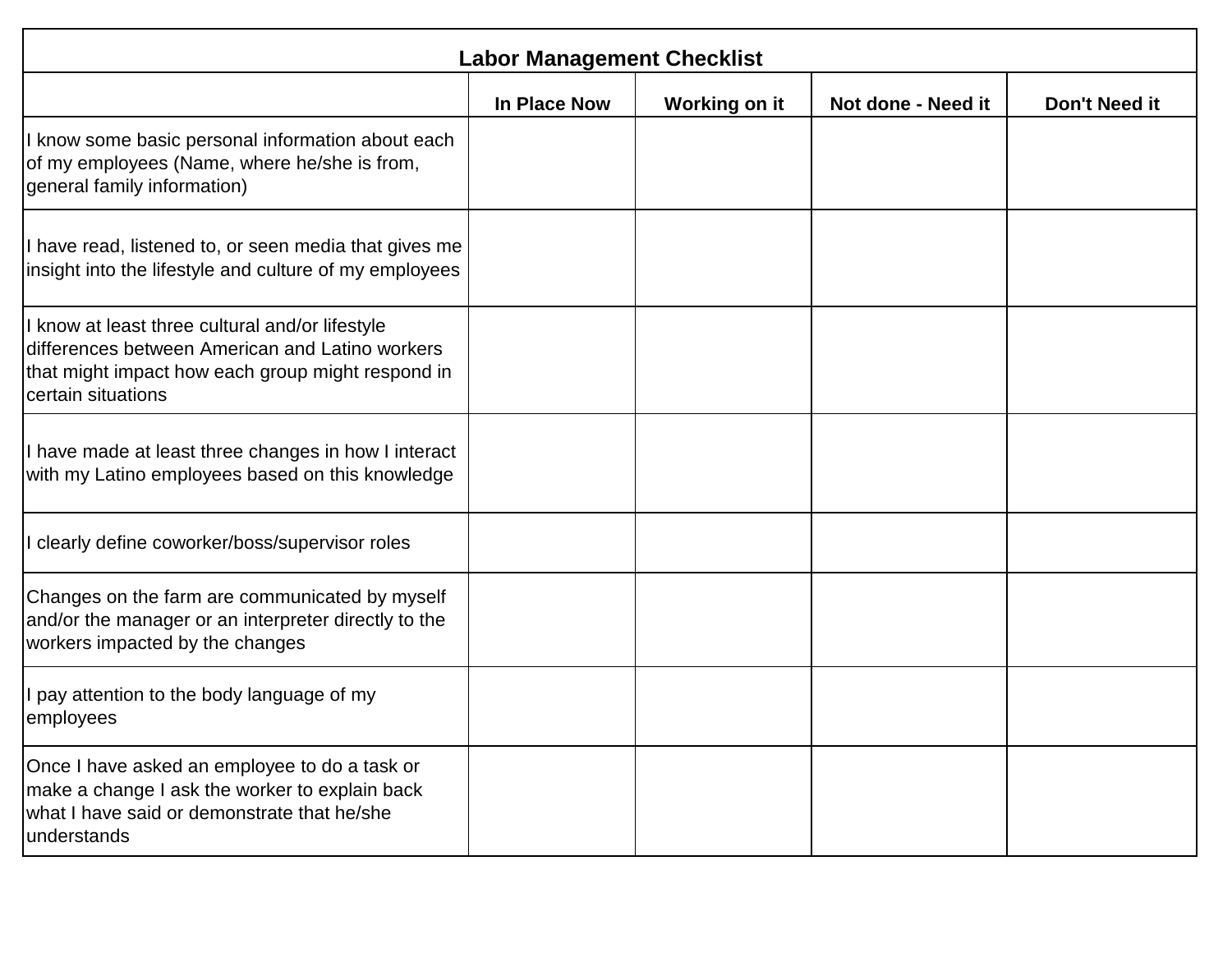| Labor Management Checklist | | | | |
|---|---|---|---|---|
| | In Place Now | Working on it | Not done - Need it | Don't Need it |
| I know some basic personal information about each of my employees (Name, where he/she is from, general family information) | | | | |
| I have read, listened to, or seen media that gives me insight into the lifestyle and culture of my employees | | | | |
| I know at least three cultural and/or lifestyle differences between American and Latino workers that might impact how each group might respond in certain situations | | | | |
| I have made at least three changes in how I interact with my Latino employees based on this knowledge | | | | |
| I clearly define coworker/boss/supervisor roles | | | | |
| Changes on the farm are communicated by myself and/or the manager or an interpreter directly to the workers impacted by the changes | | | | |
| I pay attention to the body language of my employees | | | | |
| Once I have asked an employee to do a task or make a change I ask the worker to explain back what I have said or demonstrate that he/she understands | | | | |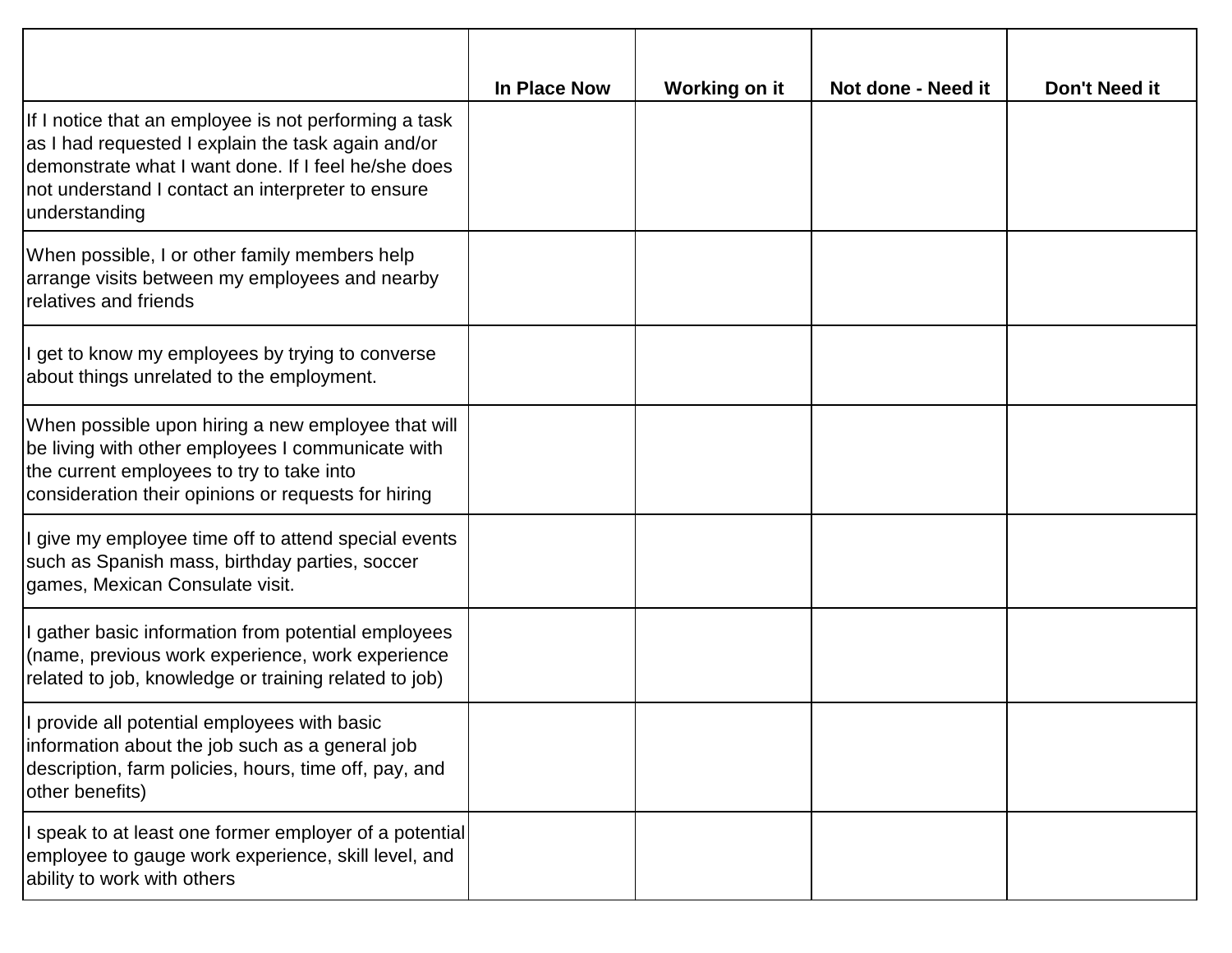| | In Place Now | Working on it | Not done - Need it | Don't Need it |
|---|---|---|---|---|
| If I notice that an employee is not performing a task as I had requested I explain the task again and/or demonstrate what I want done. If I feel he/she does not understand I contact an interpreter to ensure understanding | | | | |
| When possible, I or other family members help arrange visits between my employees and nearby relatives and friends | | | | |
| I get to know my employees by trying to converse about things unrelated to the employment. | | | | |
| When possible upon hiring a new employee that will be living with other employees I communicate with the current employees to try to take into consideration their opinions or requests for hiring | | | | |
| I give my employee time off to attend special events such as Spanish mass, birthday parties, soccer games, Mexican Consulate visit. | | | | |
| I gather basic information from potential employees (name, previous work experience, work experience related to job, knowledge or training related to job) | | | | |
| I provide all potential employees with basic information about the job such as a general job description, farm policies, hours, time off, pay, and other benefits) | | | | |
| I speak to at least one former employer of a potential employee to gauge work experience, skill level, and ability to work with others | | | | |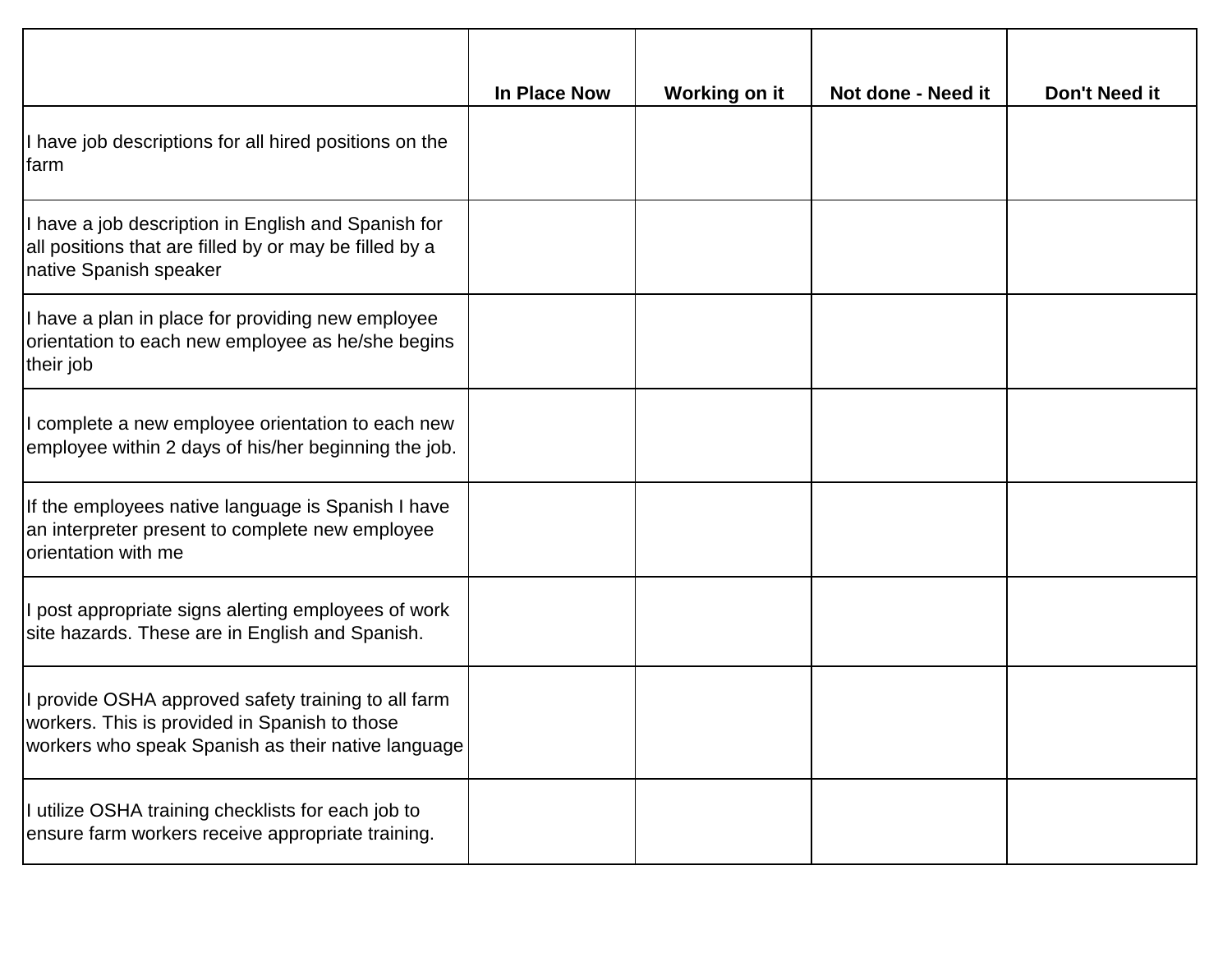| | In Place Now | Working on it | Not done - Need it | Don't Need it |
|---|---|---|---|---|
| I have job descriptions for all hired positions on the farm | | | | |
| I have a job description in English and Spanish for all positions that are filled by or may be filled by a native Spanish speaker | | | | |
| I have a plan in place for providing new employee orientation to each new employee as he/she begins their job | | | | |
| I complete a new employee orientation to each new employee within 2 days of his/her beginning the job. | | | | |
| If the employees native language is Spanish I have an interpreter present to complete new employee orientation with me | | | | |
| I post appropriate signs alerting employees of work site hazards. These are in English and Spanish. | | | | |
| I provide OSHA approved safety training to all farm workers. This is provided in Spanish to those workers who speak Spanish as their native language | | | | |
| I utilize OSHA training checklists for each job to ensure farm workers receive appropriate training. | | | | |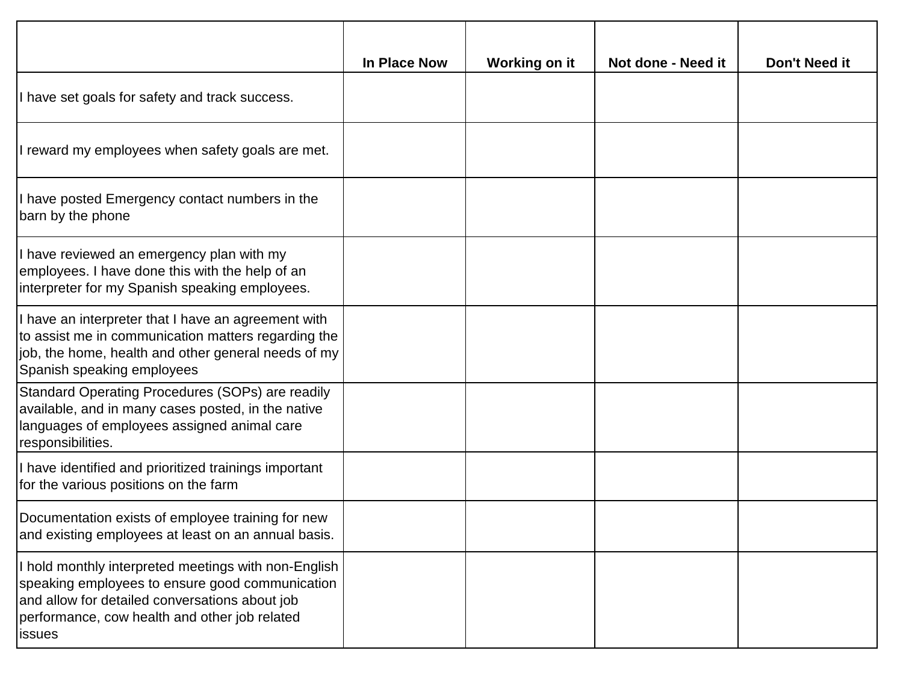| | In Place Now | Working on it | Not done - Need it | Don't Need it |
|---|---|---|---|---|
| I have set goals for safety and track success. | | | | |
| I reward my employees when safety goals are met. | | | | |
| I have posted Emergency contact numbers in the barn by the phone | | | | |
| I have reviewed an emergency plan with my employees. I have done this with the help of an interpreter for my Spanish speaking employees. | | | | |
| I have an interpreter that I have an agreement with to assist me in communication matters regarding the job, the home, health and other general needs of my Spanish speaking employees | | | | |
| Standard Operating Procedures (SOPs) are readily available, and in many cases posted, in the native languages of employees assigned animal care responsibilities. | | | | |
| I have identified and prioritized trainings important for the various positions on the farm | | | | |
| Documentation exists of employee training for new and existing employees at least on an annual basis. | | | | |
| I hold monthly interpreted meetings with non-English speaking employees to ensure good communication and allow for detailed conversations about job performance, cow health and other job related issues | | | | |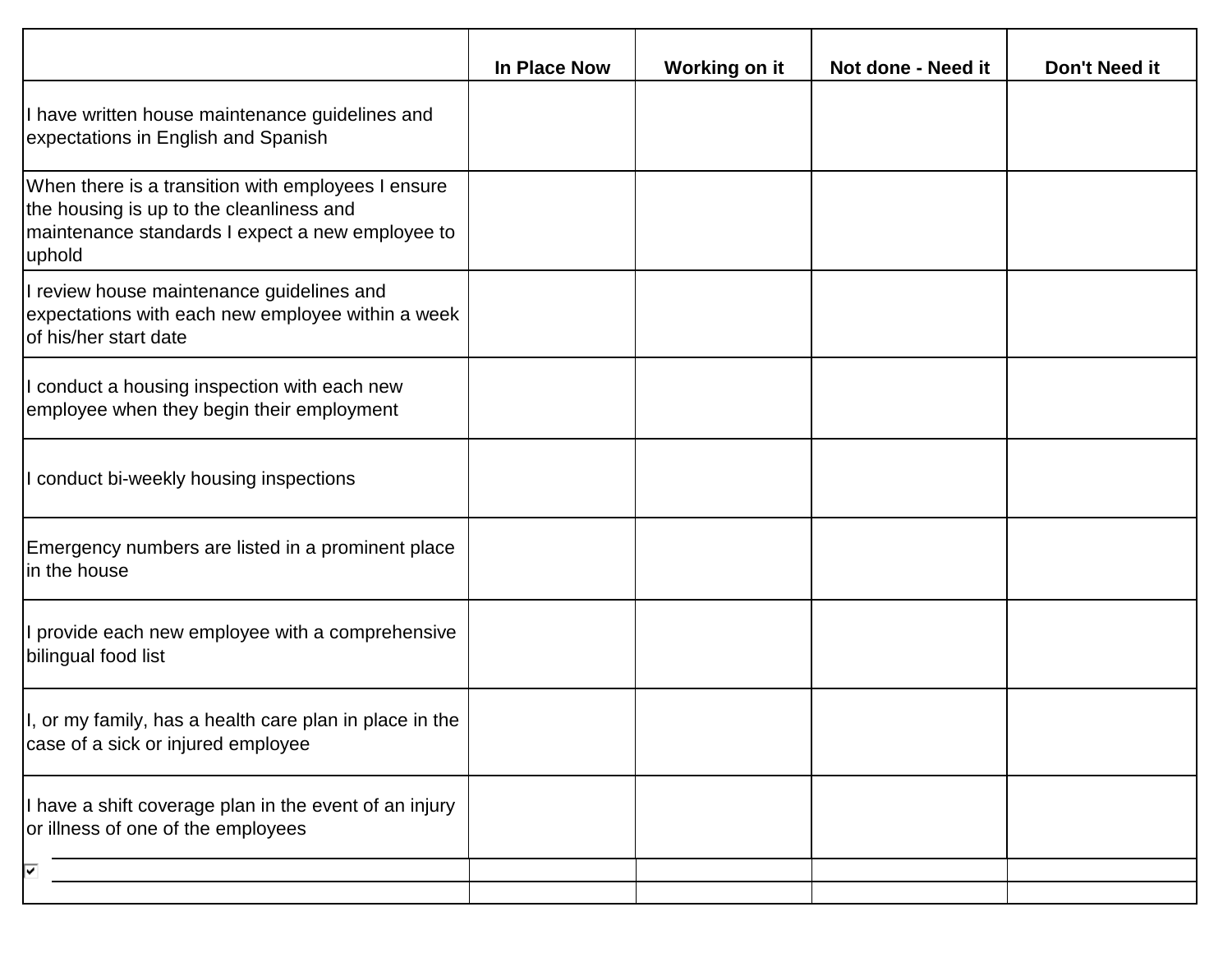| | In Place Now | Working on it | Not done - Need it | Don't Need it |
|---|---|---|---|---|
| I have written house maintenance guidelines and expectations in English and Spanish | | | | |
| When there is a transition with employees I ensure the housing is up to the cleanliness and maintenance standards I expect a new employee to uphold | | | | |
| I review house maintenance guidelines and expectations with each new employee within a week of his/her start date | | | | |
| I conduct a housing inspection with each new employee when they begin their employment | | | | |
| I conduct bi-weekly housing inspections | | | | |
| Emergency numbers are listed in a prominent place in the house | | | | |
| I provide each new employee with a comprehensive bilingual food list | | | | |
| I, or my family, has a health care plan in place in the case of a sick or injured employee | | | | |
| I have a shift coverage plan in the event of an injury or illness of one of the employees | | | | |
| ☑ | | | | |
| | | | | |